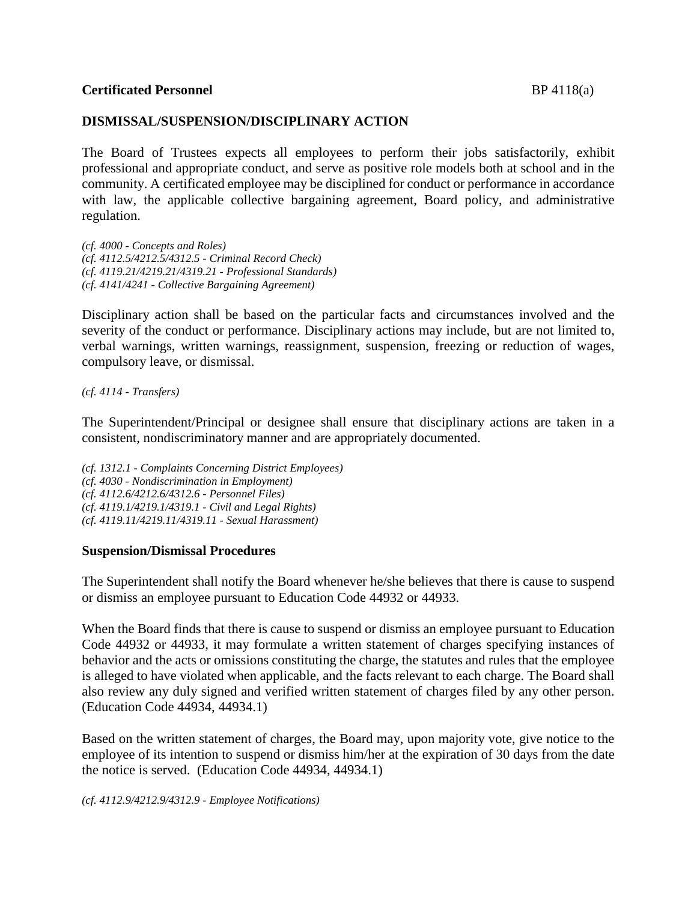**Certificated Personnel** BP 4118(a)

## DISMISSAL/SUSPENSION/DISCIPLINARY ACTION

The Board of Trustees expects all employees to perform their jobs satisfactorily, exhibit professional and appropriate conduct, and serve as positive role models both at school and in the community. A certificated employee may be disciplined for conduct or performance in accordance with law, the applicable collective bargaining agreement, Board policy, and administrative regulation.

*(cf. 4000 - Concepts and Roles)*
*(cf. 4112.5/4212.5/4312.5 - Criminal Record Check)*
*(cf. 4119.21/4219.21/4319.21 - Professional Standards)*
*(cf. 4141/4241 - Collective Bargaining Agreement)*

Disciplinary action shall be based on the particular facts and circumstances involved and the severity of the conduct or performance. Disciplinary actions may include, but are not limited to, verbal warnings, written warnings, reassignment, suspension, freezing or reduction of wages, compulsory leave, or dismissal.

*(cf. 4114 - Transfers)*

The Superintendent/Principal or designee shall ensure that disciplinary actions are taken in a consistent, nondiscriminatory manner and are appropriately documented.

*(cf. 1312.1 - Complaints Concerning District Employees)*
*(cf. 4030 - Nondiscrimination in Employment)*
*(cf. 4112.6/4212.6/4312.6 - Personnel Files)*
*(cf. 4119.1/4219.1/4319.1 - Civil and Legal Rights)*
*(cf. 4119.11/4219.11/4319.11 - Sexual Harassment)*

### Suspension/Dismissal Procedures

The Superintendent shall notify the Board whenever he/she believes that there is cause to suspend or dismiss an employee pursuant to Education Code 44932 or 44933.

When the Board finds that there is cause to suspend or dismiss an employee pursuant to Education Code 44932 or 44933, it may formulate a written statement of charges specifying instances of behavior and the acts or omissions constituting the charge, the statutes and rules that the employee is alleged to have violated when applicable, and the facts relevant to each charge. The Board shall also review any duly signed and verified written statement of charges filed by any other person. (Education Code 44934, 44934.1)

Based on the written statement of charges, the Board may, upon majority vote, give notice to the employee of its intention to suspend or dismiss him/her at the expiration of 30 days from the date the notice is served. (Education Code 44934, 44934.1)

*(cf. 4112.9/4212.9/4312.9 - Employee Notifications)*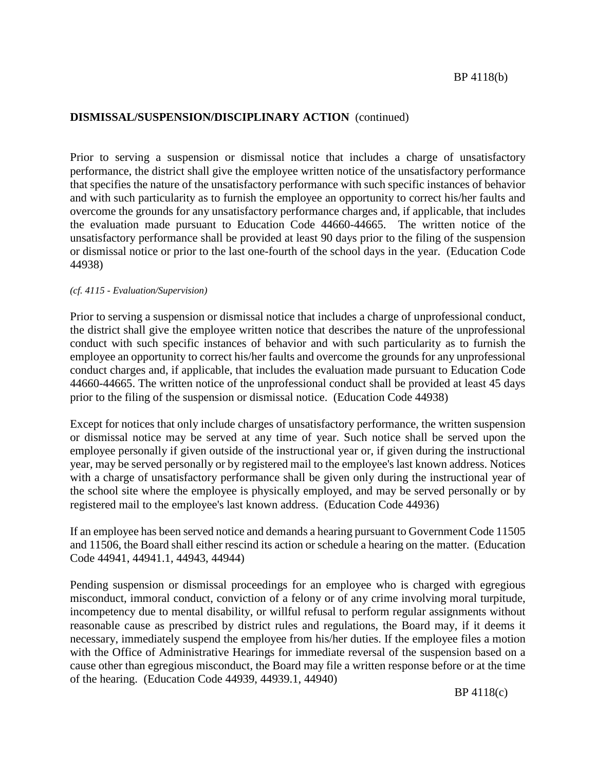## DISMISSAL/SUSPENSION/DISCIPLINARY ACTION (continued)

Prior to serving a suspension or dismissal notice that includes a charge of unsatisfactory performance, the district shall give the employee written notice of the unsatisfactory performance that specifies the nature of the unsatisfactory performance with such specific instances of behavior and with such particularity as to furnish the employee an opportunity to correct his/her faults and overcome the grounds for any unsatisfactory performance charges and, if applicable, that includes the evaluation made pursuant to Education Code 44660-44665. The written notice of the unsatisfactory performance shall be provided at least 90 days prior to the filing of the suspension or dismissal notice or prior to the last one-fourth of the school days in the year. (Education Code 44938)

*(cf. 4115 - Evaluation/Supervision)*

Prior to serving a suspension or dismissal notice that includes a charge of unprofessional conduct, the district shall give the employee written notice that describes the nature of the unprofessional conduct with such specific instances of behavior and with such particularity as to furnish the employee an opportunity to correct his/her faults and overcome the grounds for any unprofessional conduct charges and, if applicable, that includes the evaluation made pursuant to Education Code 44660-44665. The written notice of the unprofessional conduct shall be provided at least 45 days prior to the filing of the suspension or dismissal notice. (Education Code 44938)

Except for notices that only include charges of unsatisfactory performance, the written suspension or dismissal notice may be served at any time of year. Such notice shall be served upon the employee personally if given outside of the instructional year or, if given during the instructional year, may be served personally or by registered mail to the employee's last known address. Notices with a charge of unsatisfactory performance shall be given only during the instructional year of the school site where the employee is physically employed, and may be served personally or by registered mail to the employee's last known address. (Education Code 44936)

If an employee has been served notice and demands a hearing pursuant to Government Code 11505 and 11506, the Board shall either rescind its action or schedule a hearing on the matter. (Education Code 44941, 44941.1, 44943, 44944)

Pending suspension or dismissal proceedings for an employee who is charged with egregious misconduct, immoral conduct, conviction of a felony or of any crime involving moral turpitude, incompetency due to mental disability, or willful refusal to perform regular assignments without reasonable cause as prescribed by district rules and regulations, the Board may, if it deems it necessary, immediately suspend the employee from his/her duties. If the employee files a motion with the Office of Administrative Hearings for immediate reversal of the suspension based on a cause other than egregious misconduct, the Board may file a written response before or at the time of the hearing. (Education Code 44939, 44939.1, 44940)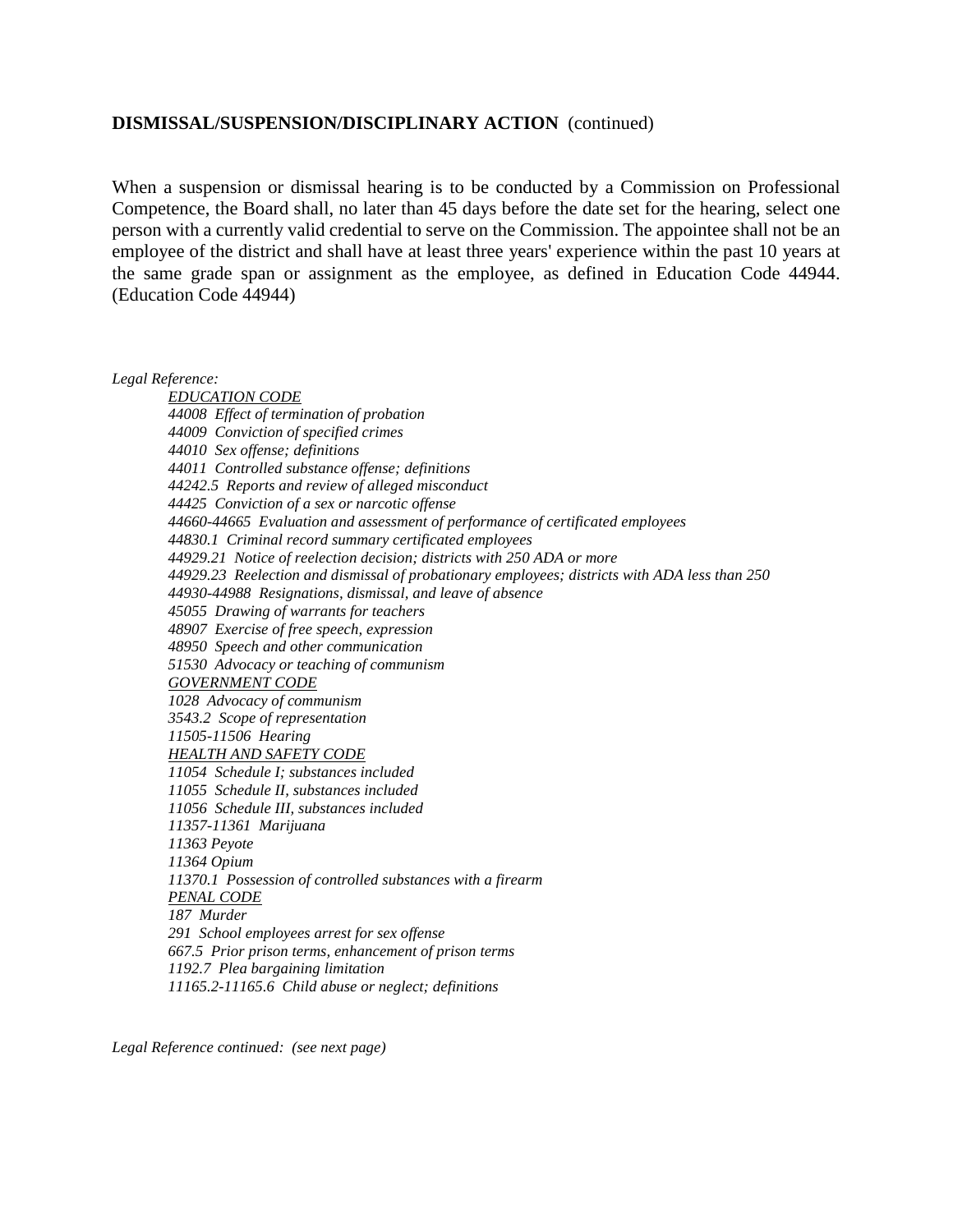**DISMISSAL/SUSPENSION/DISCIPLINARY ACTION** (continued)

When a suspension or dismissal hearing is to be conducted by a Commission on Professional Competence, the Board shall, no later than 45 days before the date set for the hearing, select one person with a currently valid credential to serve on the Commission. The appointee shall not be an employee of the district and shall have at least three years' experience within the past 10 years at the same grade span or assignment as the employee, as defined in Education Code 44944. (Education Code 44944)

*Legal Reference:*

*EDUCATION CODE*
*44008 Effect of termination of probation*
*44009 Conviction of specified crimes*
*44010 Sex offense; definitions*
*44011 Controlled substance offense; definitions*
*44242.5 Reports and review of alleged misconduct*
*44425 Conviction of a sex or narcotic offense*
*44660-44665 Evaluation and assessment of performance of certificated employees*
*44830.1 Criminal record summary certificated employees*
*44929.21 Notice of reelection decision; districts with 250 ADA or more*
*44929.23 Reelection and dismissal of probationary employees; districts with ADA less than 250*
*44930-44988 Resignations, dismissal, and leave of absence*
*45055 Drawing of warrants for teachers*
*48907 Exercise of free speech, expression*
*48950 Speech and other communication*
*51530 Advocacy or teaching of communism*
*GOVERNMENT CODE*
*1028 Advocacy of communism*
*3543.2 Scope of representation*
*11505-11506 Hearing*
*HEALTH AND SAFETY CODE*
*11054 Schedule I; substances included*
*11055 Schedule II, substances included*
*11056 Schedule III, substances included*
*11357-11361 Marijuana*
*11363 Peyote*
*11364 Opium*
*11370.1 Possession of controlled substances with a firearm*
*PENAL CODE*
*187 Murder*
*291 School employees arrest for sex offense*
*667.5 Prior prison terms, enhancement of prison terms*
*1192.7 Plea bargaining limitation*
*11165.2-11165.6 Child abuse or neglect; definitions*

*Legal Reference continued: (see next page)*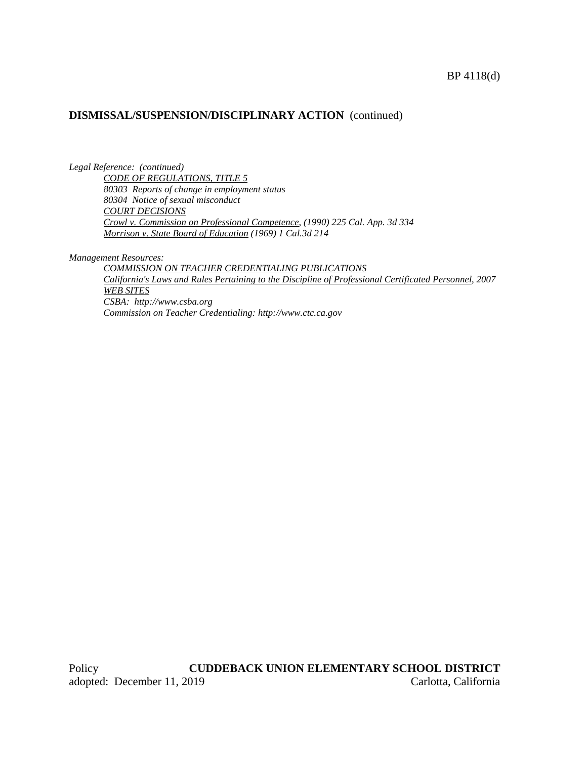## DISMISSAL/SUSPENSION/DISCIPLINARY ACTION (continued)

*Legal Reference: (continued)*

*CODE OF REGULATIONS, TITLE 5*
*80303 Reports of change in employment status*
*80304 Notice of sexual misconduct*
*COURT DECISIONS*
*Crowl v. Commission on Professional Competence, (1990) 225 Cal. App. 3d 334*
*Morrison v. State Board of Education (1969) 1 Cal.3d 214*

*Management Resources:*

*COMMISSION ON TEACHER CREDENTIALING PUBLICATIONS*
*California's Laws and Rules Pertaining to the Discipline of Professional Certificated Personnel, 2007*
*WEB SITES*
*CSBA: http://www.csba.org*
*Commission on Teacher Credentialing: http://www.ctc.ca.gov*

Policy adopted: December 11, 2019

**CUDDEBACK UNION ELEMENTARY SCHOOL DISTRICT**
Carlotta, California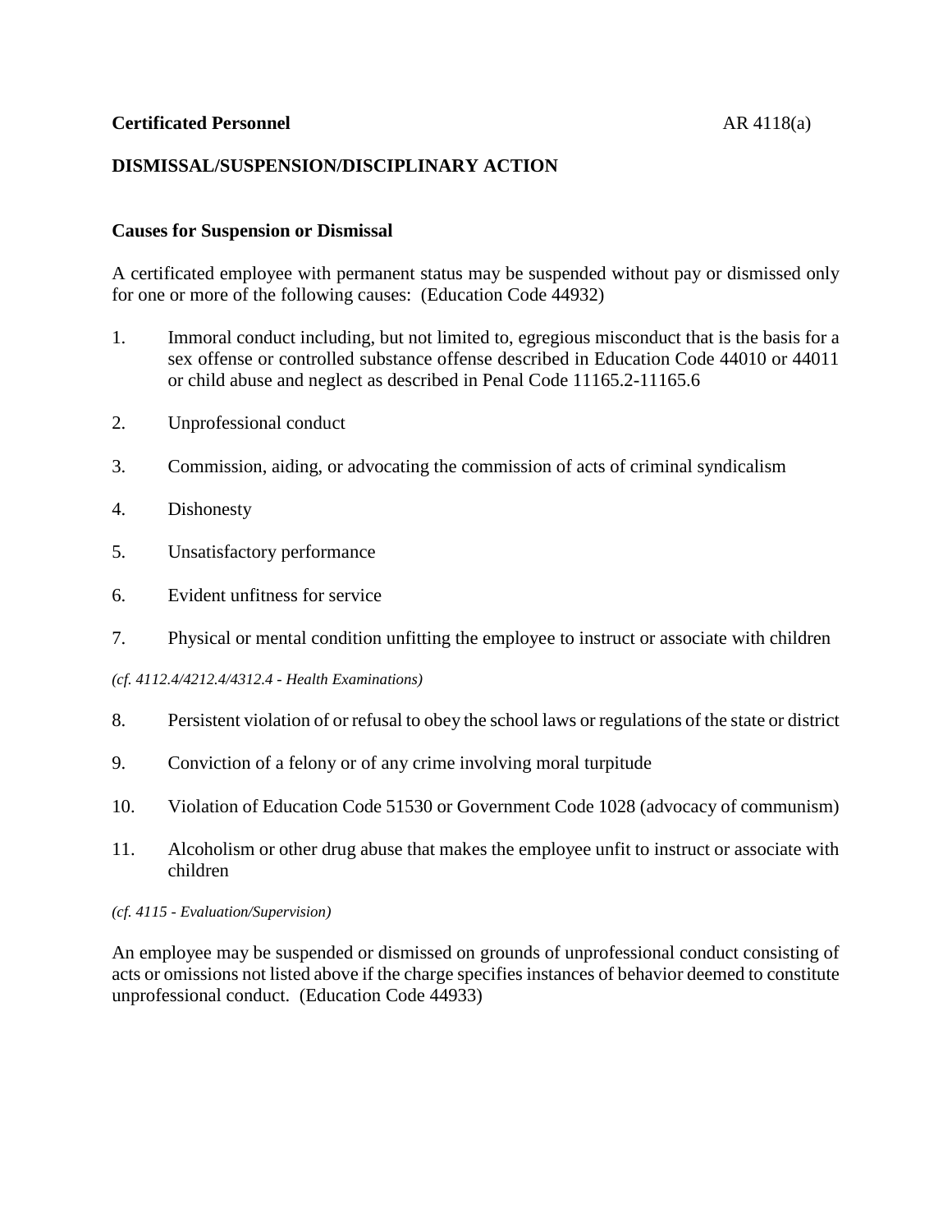**Certificated Personnel** AR 4118(a)

## DISMISSAL/SUSPENSION/DISCIPLINARY ACTION

### Causes for Suspension or Dismissal

A certificated employee with permanent status may be suspended without pay or dismissed only for one or more of the following causes: (Education Code 44932)

1. Immoral conduct including, but not limited to, egregious misconduct that is the basis for a sex offense or controlled substance offense described in Education Code 44010 or 44011 or child abuse and neglect as described in Penal Code 11165.2-11165.6

2. Unprofessional conduct

3. Commission, aiding, or advocating the commission of acts of criminal syndicalism

4. Dishonesty

5. Unsatisfactory performance

6. Evident unfitness for service

7. Physical or mental condition unfitting the employee to instruct or associate with children

*(cf. 4112.4/4212.4/4312.4 - Health Examinations)*

8. Persistent violation of or refusal to obey the school laws or regulations of the state or district

9. Conviction of a felony or of any crime involving moral turpitude

10. Violation of Education Code 51530 or Government Code 1028 (advocacy of communism)

11. Alcoholism or other drug abuse that makes the employee unfit to instruct or associate with children

*(cf. 4115 - Evaluation/Supervision)*

An employee may be suspended or dismissed on grounds of unprofessional conduct consisting of acts or omissions not listed above if the charge specifies instances of behavior deemed to constitute unprofessional conduct. (Education Code 44933)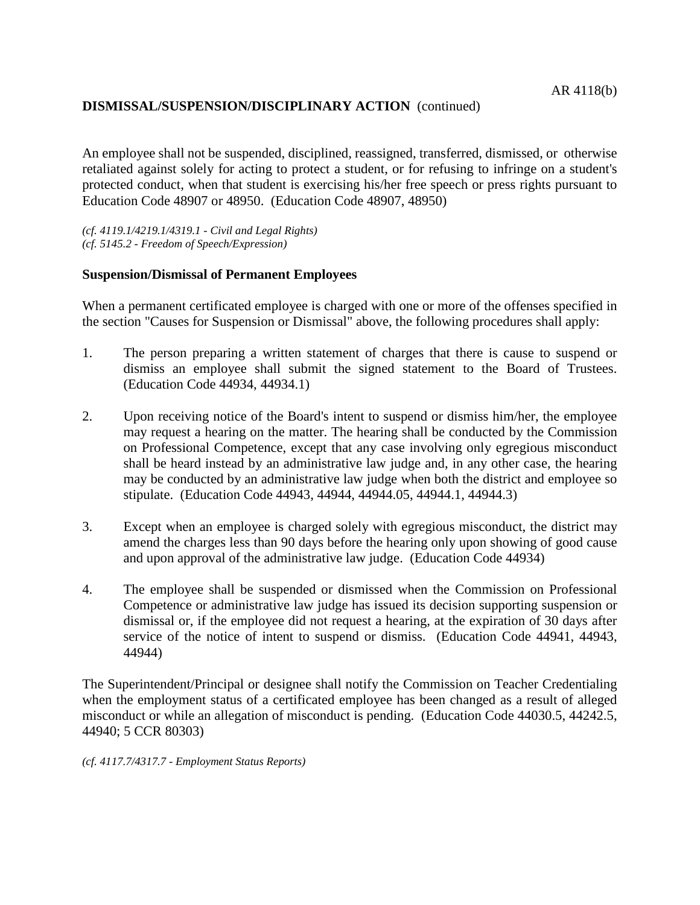An employee shall not be suspended, disciplined, reassigned, transferred, dismissed, or otherwise retaliated against solely for acting to protect a student, or for refusing to infringe on a student's protected conduct, when that student is exercising his/her free speech or press rights pursuant to Education Code 48907 or 48950. (Education Code 48907, 48950)

*(cf. 4119.1/4219.1/4319.1 - Civil and Legal Rights)*
*(cf. 5145.2 - Freedom of Speech/Expression)*

**Suspension/Dismissal of Permanent Employees**

When a permanent certificated employee is charged with one or more of the offenses specified in the section "Causes for Suspension or Dismissal" above, the following procedures shall apply:

1. The person preparing a written statement of charges that there is cause to suspend or dismiss an employee shall submit the signed statement to the Board of Trustees. (Education Code 44934, 44934.1)

2. Upon receiving notice of the Board's intent to suspend or dismiss him/her, the employee may request a hearing on the matter. The hearing shall be conducted by the Commission on Professional Competence, except that any case involving only egregious misconduct shall be heard instead by an administrative law judge and, in any other case, the hearing may be conducted by an administrative law judge when both the district and employee so stipulate. (Education Code 44943, 44944, 44944.05, 44944.1, 44944.3)

3. Except when an employee is charged solely with egregious misconduct, the district may amend the charges less than 90 days before the hearing only upon showing of good cause and upon approval of the administrative law judge. (Education Code 44934)

4. The employee shall be suspended or dismissed when the Commission on Professional Competence or administrative law judge has issued its decision supporting suspension or dismissal or, if the employee did not request a hearing, at the expiration of 30 days after service of the notice of intent to suspend or dismiss. (Education Code 44941, 44943, 44944)

The Superintendent/Principal or designee shall notify the Commission on Teacher Credentialing when the employment status of a certificated employee has been changed as a result of alleged misconduct or while an allegation of misconduct is pending. (Education Code 44030.5, 44242.5, 44940; 5 CCR 80303)

*(cf. 4117.7/4317.7 - Employment Status Reports)*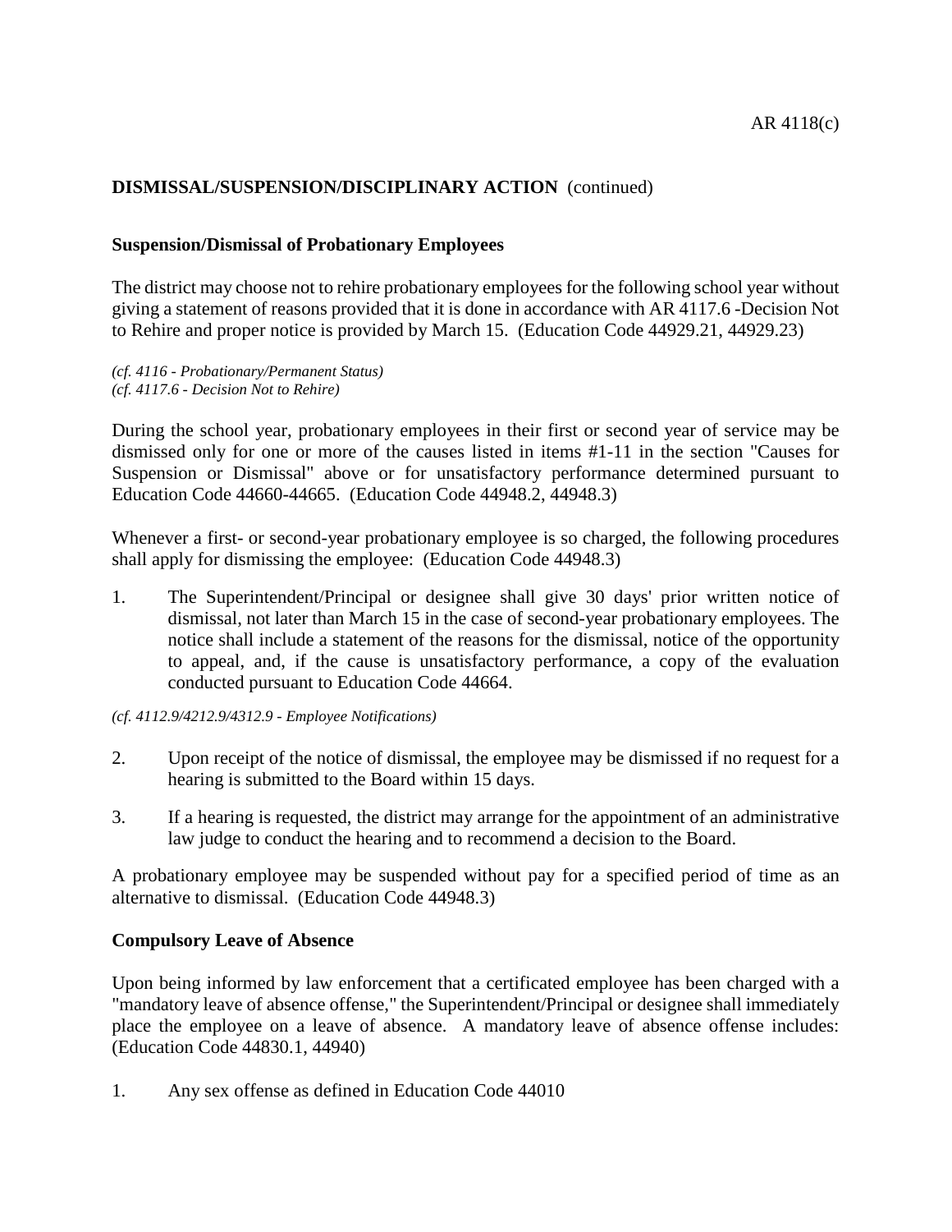**DISMISSAL/SUSPENSION/DISCIPLINARY ACTION** (continued)

## Suspension/Dismissal of Probationary Employees

The district may choose not to rehire probationary employees for the following school year without giving a statement of reasons provided that it is done in accordance with AR 4117.6 -Decision Not to Rehire and proper notice is provided by March 15. (Education Code 44929.21, 44929.23)

*(cf. 4116 - Probationary/Permanent Status)*
*(cf. 4117.6 - Decision Not to Rehire)*

During the school year, probationary employees in their first or second year of service may be dismissed only for one or more of the causes listed in items #1-11 in the section "Causes for Suspension or Dismissal" above or for unsatisfactory performance determined pursuant to Education Code 44660-44665. (Education Code 44948.2, 44948.3)

Whenever a first- or second-year probationary employee is so charged, the following procedures shall apply for dismissing the employee: (Education Code 44948.3)

1. The Superintendent/Principal or designee shall give 30 days' prior written notice of dismissal, not later than March 15 in the case of second-year probationary employees. The notice shall include a statement of the reasons for the dismissal, notice of the opportunity to appeal, and, if the cause is unsatisfactory performance, a copy of the evaluation conducted pursuant to Education Code 44664.

*(cf. 4112.9/4212.9/4312.9 - Employee Notifications)*

2. Upon receipt of the notice of dismissal, the employee may be dismissed if no request for a hearing is submitted to the Board within 15 days.

3. If a hearing is requested, the district may arrange for the appointment of an administrative law judge to conduct the hearing and to recommend a decision to the Board.

A probationary employee may be suspended without pay for a specified period of time as an alternative to dismissal. (Education Code 44948.3)

## Compulsory Leave of Absence

Upon being informed by law enforcement that a certificated employee has been charged with a "mandatory leave of absence offense," the Superintendent/Principal or designee shall immediately place the employee on a leave of absence. A mandatory leave of absence offense includes: (Education Code 44830.1, 44940)

1. Any sex offense as defined in Education Code 44010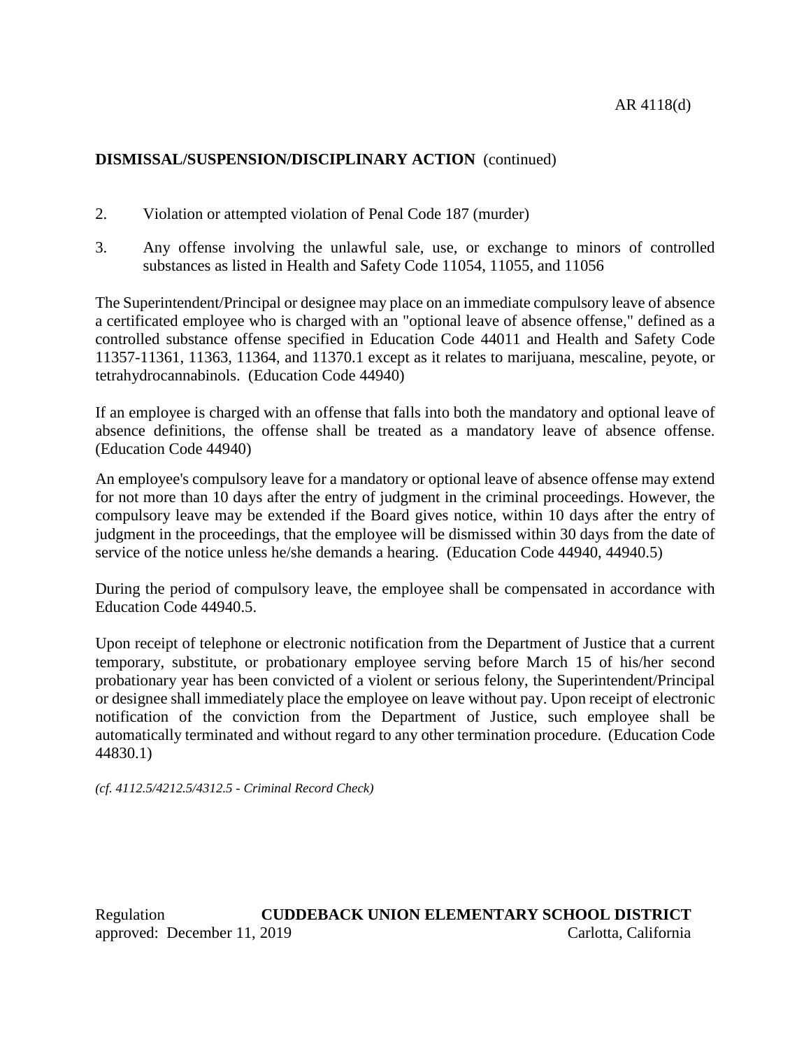2. Violation or attempted violation of Penal Code 187 (murder)

3. Any offense involving the unlawful sale, use, or exchange to minors of controlled substances as listed in Health and Safety Code 11054, 11055, and 11056

The Superintendent/Principal or designee may place on an immediate compulsory leave of absence a certificated employee who is charged with an "optional leave of absence offense," defined as a controlled substance offense specified in Education Code 44011 and Health and Safety Code 11357-11361, 11363, 11364, and 11370.1 except as it relates to marijuana, mescaline, peyote, or tetrahydrocannabinols. (Education Code 44940)

If an employee is charged with an offense that falls into both the mandatory and optional leave of absence definitions, the offense shall be treated as a mandatory leave of absence offense. (Education Code 44940)

An employee's compulsory leave for a mandatory or optional leave of absence offense may extend for not more than 10 days after the entry of judgment in the criminal proceedings. However, the compulsory leave may be extended if the Board gives notice, within 10 days after the entry of judgment in the proceedings, that the employee will be dismissed within 30 days from the date of service of the notice unless he/she demands a hearing. (Education Code 44940, 44940.5)

During the period of compulsory leave, the employee shall be compensated in accordance with Education Code 44940.5.

Upon receipt of telephone or electronic notification from the Department of Justice that a current temporary, substitute, or probationary employee serving before March 15 of his/her second probationary year has been convicted of a violent or serious felony, the Superintendent/Principal or designee shall immediately place the employee on leave without pay. Upon receipt of electronic notification of the conviction from the Department of Justice, such employee shall be automatically terminated and without regard to any other termination procedure. (Education Code 44830.1)

*(cf. 4112.5/4212.5/4312.5 - Criminal Record Check)*

Regulation **CUDDEBACK UNION ELEMENTARY SCHOOL DISTRICT**
approved: December 11, 2019 Carlotta, California